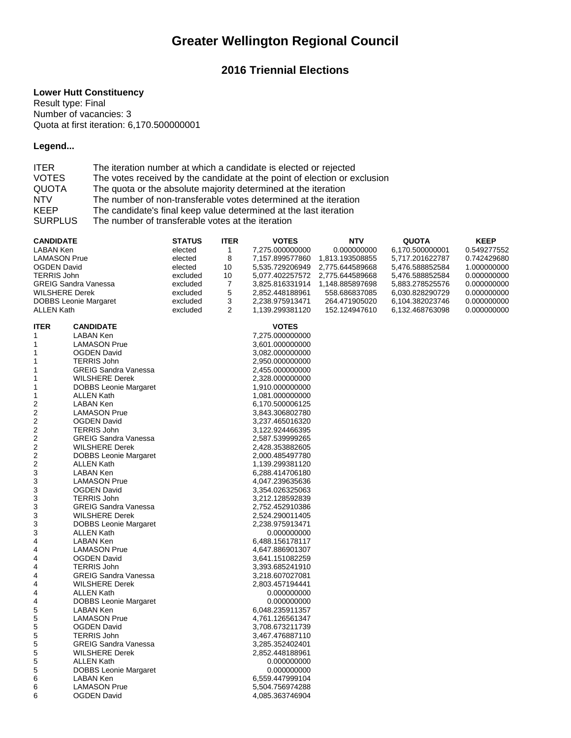# Greater Wellington Regional Council

## 2016 Triennial Elections

**Lower Hutt Constituency**
Result type: Final
Number of vacancies: 3
Quota at first iteration: 6,170.500000001

**Legend...**

| | |
|---|---|
| ITER | The iteration number at which a candidate is elected or rejected |
| VOTES | The votes received by the candidate at the point of election or exclusion |
| QUOTA | The quota or the absolute majority determined at the iteration |
| NTV | The number of non-transferable votes determined at the iteration |
| KEEP | The candidate's final keep value determined at the last iteration |
| SURPLUS | The number of transferable votes at the iteration |

| CANDIDATE | STATUS | ITER | VOTES | NTV | QUOTA | KEEP |
|---|---|---|---|---|---|---|
| LABAN Ken | elected | 1 | 7,275.000000000 | 0.000000000 | 6,170.500000001 | 0.549277552 |
| LAMASON Prue | elected | 8 | 7,157.899577860 | 1,813.193508855 | 5,717.201622787 | 0.742429680 |
| OGDEN David | elected | 10 | 5,535.729206949 | 2,775.644589668 | 5,476.588852584 | 1.000000000 |
| TERRIS John | excluded | 10 | 5,077.402257572 | 2,775.644589668 | 5,476.588852584 | 0.000000000 |
| GREIG Sandra Vanessa | excluded | 7 | 3,825.816331914 | 1,148.885897698 | 5,883.278525576 | 0.000000000 |
| WILSHERE Derek | excluded | 5 | 2,852.448188961 | 558.686837085 | 6,030.828290729 | 0.000000000 |
| DOBBS Leonie Margaret | excluded | 3 | 2,238.975913471 | 264.471905020 | 6,104.382023746 | 0.000000000 |
| ALLEN Kath | excluded | 2 | 1,139.299381120 | 152.124947610 | 6,132.468763098 | 0.000000000 |

| ITER | CANDIDATE | VOTES |
|---|---|---|
| 1 | LABAN Ken | 7,275.000000000 |
| 1 | LAMASON Prue | 3,601.000000000 |
| 1 | OGDEN David | 3,082.000000000 |
| 1 | TERRIS John | 2,950.000000000 |
| 1 | GREIG Sandra Vanessa | 2,455.000000000 |
| 1 | WILSHERE Derek | 2,328.000000000 |
| 1 | DOBBS Leonie Margaret | 1,910.000000000 |
| 1 | ALLEN Kath | 1,081.000000000 |
| 2 | LABAN Ken | 6,170.500006125 |
| 2 | LAMASON Prue | 3,843.306802780 |
| 2 | OGDEN David | 3,237.465016320 |
| 2 | TERRIS John | 3,122.924466395 |
| 2 | GREIG Sandra Vanessa | 2,587.539999265 |
| 2 | WILSHERE Derek | 2,428.353882605 |
| 2 | DOBBS Leonie Margaret | 2,000.485497780 |
| 2 | ALLEN Kath | 1,139.299381120 |
| 3 | LABAN Ken | 6,288.414706180 |
| 3 | LAMASON Prue | 4,047.239635636 |
| 3 | OGDEN David | 3,354.026325063 |
| 3 | TERRIS John | 3,212.128592839 |
| 3 | GREIG Sandra Vanessa | 2,752.452910386 |
| 3 | WILSHERE Derek | 2,524.290011405 |
| 3 | DOBBS Leonie Margaret | 2,238.975913471 |
| 3 | ALLEN Kath | 0.000000000 |
| 4 | LABAN Ken | 6,488.156178117 |
| 4 | LAMASON Prue | 4,647.886901307 |
| 4 | OGDEN David | 3,641.151082259 |
| 4 | TERRIS John | 3,393.685241910 |
| 4 | GREIG Sandra Vanessa | 3,218.607027081 |
| 4 | WILSHERE Derek | 2,803.457194441 |
| 4 | ALLEN Kath | 0.000000000 |
| 4 | DOBBS Leonie Margaret | 0.000000000 |
| 5 | LABAN Ken | 6,048.235911357 |
| 5 | LAMASON Prue | 4,761.126561347 |
| 5 | OGDEN David | 3,708.673211739 |
| 5 | TERRIS John | 3,467.476887110 |
| 5 | GREIG Sandra Vanessa | 3,285.352402401 |
| 5 | WILSHERE Derek | 2,852.448188961 |
| 5 | ALLEN Kath | 0.000000000 |
| 5 | DOBBS Leonie Margaret | 0.000000000 |
| 6 | LABAN Ken | 6,559.447999104 |
| 6 | LAMASON Prue | 5,504.756974288 |
| 6 | OGDEN David | 4,085.363746904 |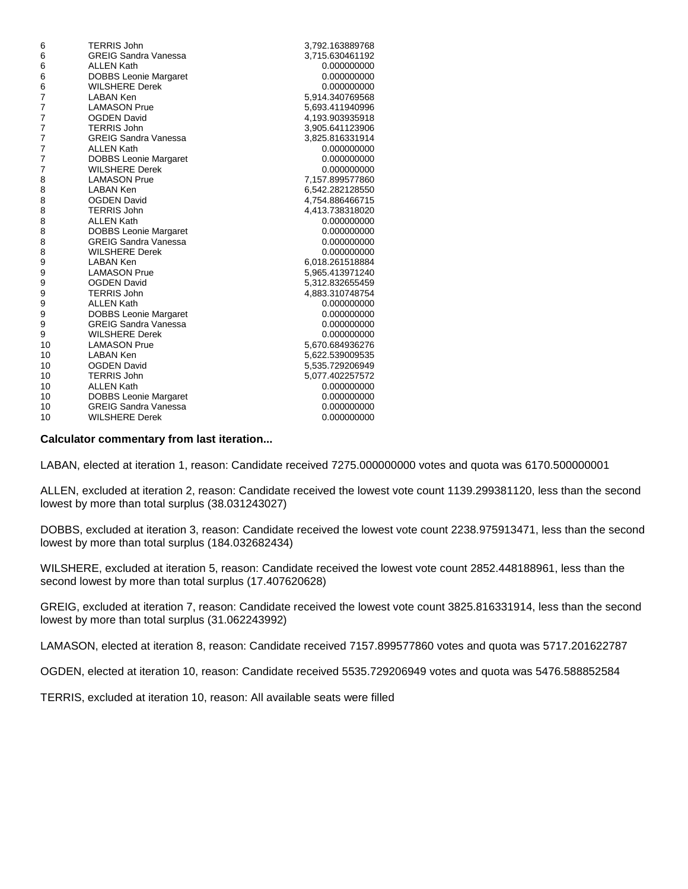| | | |
|---|---|---|
| 6 | TERRIS John | 3,792.163889768 |
| 6 | GREIG Sandra Vanessa | 3,715.630461192 |
| 6 | ALLEN Kath | 0.000000000 |
| 6 | DOBBS Leonie Margaret | 0.000000000 |
| 6 | WILSHERE Derek | 0.000000000 |
| 7 | LABAN Ken | 5,914.340769568 |
| 7 | LAMASON Prue | 5,693.411940996 |
| 7 | OGDEN David | 4,193.903935918 |
| 7 | TERRIS John | 3,905.641123906 |
| 7 | GREIG Sandra Vanessa | 3,825.816331914 |
| 7 | ALLEN Kath | 0.000000000 |
| 7 | DOBBS Leonie Margaret | 0.000000000 |
| 7 | WILSHERE Derek | 0.000000000 |
| 8 | LAMASON Prue | 7,157.899577860 |
| 8 | LABAN Ken | 6,542.282128550 |
| 8 | OGDEN David | 4,754.886466715 |
| 8 | TERRIS John | 4,413.738318020 |
| 8 | ALLEN Kath | 0.000000000 |
| 8 | DOBBS Leonie Margaret | 0.000000000 |
| 8 | GREIG Sandra Vanessa | 0.000000000 |
| 8 | WILSHERE Derek | 0.000000000 |
| 9 | LABAN Ken | 6,018.261518884 |
| 9 | LAMASON Prue | 5,965.413971240 |
| 9 | OGDEN David | 5,312.832655459 |
| 9 | TERRIS John | 4,883.310748754 |
| 9 | ALLEN Kath | 0.000000000 |
| 9 | DOBBS Leonie Margaret | 0.000000000 |
| 9 | GREIG Sandra Vanessa | 0.000000000 |
| 9 | WILSHERE Derek | 0.000000000 |
| 10 | LAMASON Prue | 5,670.684936276 |
| 10 | LABAN Ken | 5,622.539009535 |
| 10 | OGDEN David | 5,535.729206949 |
| 10 | TERRIS John | 5,077.402257572 |
| 10 | ALLEN Kath | 0.000000000 |
| 10 | DOBBS Leonie Margaret | 0.000000000 |
| 10 | GREIG Sandra Vanessa | 0.000000000 |
| 10 | WILSHERE Derek | 0.000000000 |

**Calculator commentary from last iteration...**

LABAN, elected at iteration 1, reason: Candidate received 7275.000000000 votes and quota was 6170.500000001

ALLEN, excluded at iteration 2, reason: Candidate received the lowest vote count 1139.299381120, less than the second lowest by more than total surplus (38.031243027)

DOBBS, excluded at iteration 3, reason: Candidate received the lowest vote count 2238.975913471, less than the second lowest by more than total surplus (184.032682434)

WILSHERE, excluded at iteration 5, reason: Candidate received the lowest vote count 2852.448188961, less than the second lowest by more than total surplus (17.407620628)

GREIG, excluded at iteration 7, reason: Candidate received the lowest vote count 3825.816331914, less than the second lowest by more than total surplus (31.062243992)

LAMASON, elected at iteration 8, reason: Candidate received 7157.899577860 votes and quota was 5717.201622787

OGDEN, elected at iteration 10, reason: Candidate received 5535.729206949 votes and quota was 5476.588852584

TERRIS, excluded at iteration 10, reason: All available seats were filled